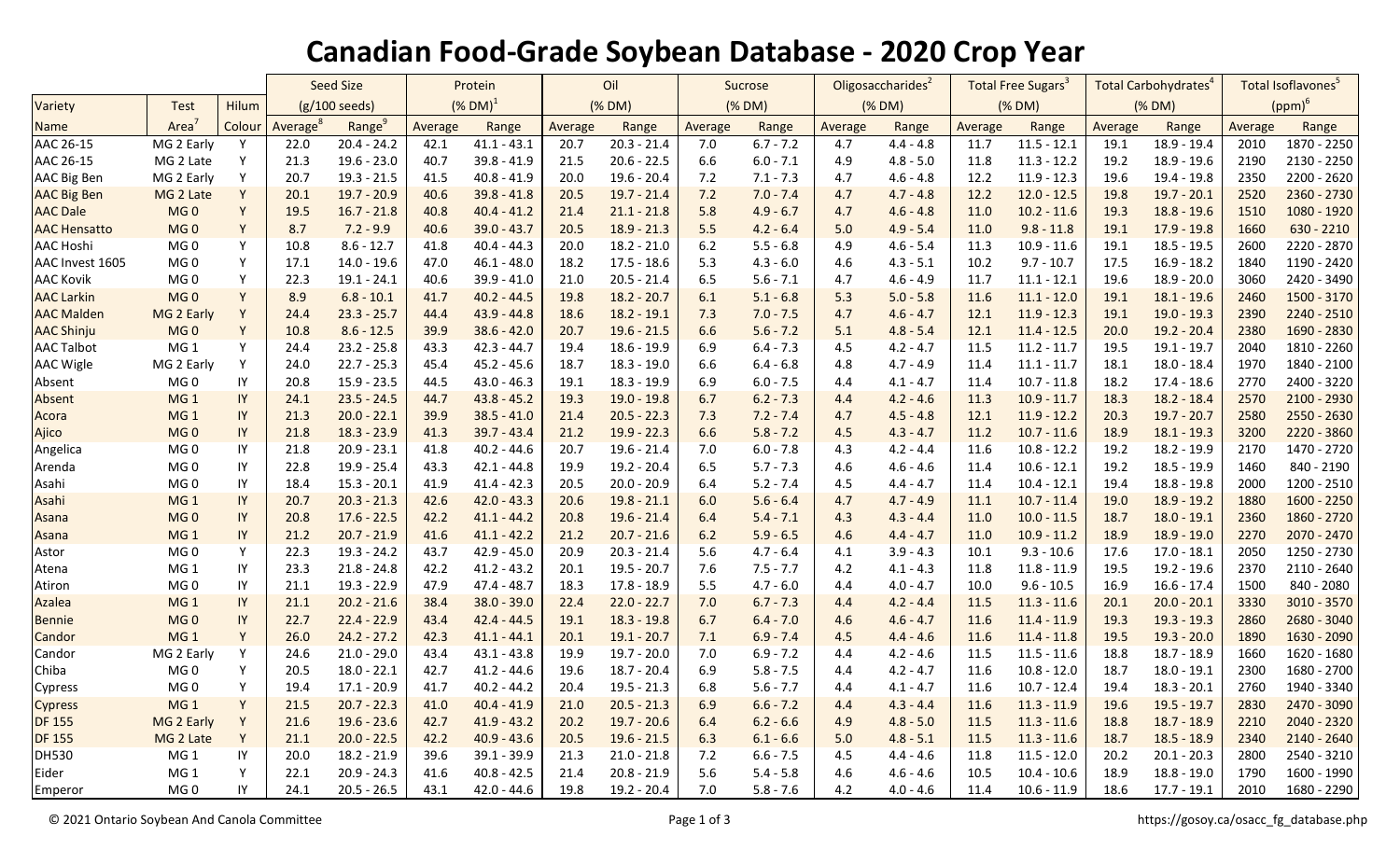# Canadian Food-Grade Soybean Database - 2020 Crop Year

| Variety | Test | Hilum | Seed Size | | Protein | | Oil | | Sucrose | | Oligosaccharides[2] | | Total Free Sugars[3] | | Total Carbohydrates[4] | | Total Isoflavones[5] | |
|---|---|---|---|---|---|---|---|---|---|---|---|---|---|---|---|---|---|---|
| | | | (g/100 seeds) | | (% DM)[1] | | (% DM) | | (% DM) | | (% DM) | | (% DM) | | (% DM) | | (ppm)[6] | |
| Name | Area[7] | Colour | Average[8] | Range[9] | Average | Range | Average | Range | Average | Range | Average | Range | Average | Range | Average | Range | Average | Range |
| AAC 26-15 | MG 2 Early | Y | 22.0 | 20.4 - 24.2 | 42.1 | 41.1 - 43.1 | 20.7 | 20.3 - 21.4 | 7.0 | 6.7 - 7.2 | 4.7 | 4.4 - 4.8 | 11.7 | 11.5 - 12.1 | 19.1 | 18.9 - 19.4 | 2010 | 1870 - 2250 |
| AAC 26-15 | MG 2 Late | Y | 21.3 | 19.6 - 23.0 | 40.7 | 39.8 - 41.9 | 21.5 | 20.6 - 22.5 | 6.6 | 6.0 - 7.1 | 4.9 | 4.8 - 5.0 | 11.8 | 11.3 - 12.2 | 19.2 | 18.9 - 19.6 | 2190 | 2130 - 2250 |
| AAC Big Ben | MG 2 Early | Y | 20.7 | 19.3 - 21.5 | 41.5 | 40.8 - 41.9 | 20.0 | 19.6 - 20.4 | 7.2 | 7.1 - 7.3 | 4.7 | 4.6 - 4.8 | 12.2 | 11.9 - 12.3 | 19.6 | 19.4 - 19.8 | 2350 | 2200 - 2620 |
| AAC Big Ben | MG 2 Late | Y | 20.1 | 19.7 - 20.9 | 40.6 | 39.8 - 41.8 | 20.5 | 19.7 - 21.4 | 7.2 | 7.0 - 7.4 | 4.7 | 4.7 - 4.8 | 12.2 | 12.0 - 12.5 | 19.8 | 19.7 - 20.1 | 2520 | 2360 - 2730 |
| AAC Dale | MG 0 | Y | 19.5 | 16.7 - 21.8 | 40.8 | 40.4 - 41.2 | 21.4 | 21.1 - 21.8 | 5.8 | 4.9 - 6.7 | 4.7 | 4.6 - 4.8 | 11.0 | 10.2 - 11.6 | 19.3 | 18.8 - 19.6 | 1510 | 1080 - 1920 |
| AAC Hensatto | MG 0 | Y | 8.7 | 7.2 - 9.9 | 40.6 | 39.0 - 43.7 | 20.5 | 18.9 - 21.3 | 5.5 | 4.2 - 6.4 | 5.0 | 4.9 - 5.4 | 11.0 | 9.8 - 11.8 | 19.1 | 17.9 - 19.8 | 1660 | 630 - 2210 |
| AAC Hoshi | MG 0 | Y | 10.8 | 8.6 - 12.7 | 41.8 | 40.4 - 44.3 | 20.0 | 18.2 - 21.0 | 6.2 | 5.5 - 6.8 | 4.9 | 4.6 - 5.4 | 11.3 | 10.9 - 11.6 | 19.1 | 18.5 - 19.5 | 2600 | 2220 - 2870 |
| AAC Invest 1605 | MG 0 | Y | 17.1 | 14.0 - 19.6 | 47.0 | 46.1 - 48.0 | 18.2 | 17.5 - 18.6 | 5.3 | 4.3 - 6.0 | 4.6 | 4.3 - 5.1 | 10.2 | 9.7 - 10.7 | 17.5 | 16.9 - 18.2 | 1840 | 1190 - 2420 |
| AAC Kovik | MG 0 | Y | 22.3 | 19.1 - 24.1 | 40.6 | 39.9 - 41.0 | 21.0 | 20.5 - 21.4 | 6.5 | 5.6 - 7.1 | 4.7 | 4.6 - 4.9 | 11.7 | 11.1 - 12.1 | 19.6 | 18.9 - 20.0 | 3060 | 2420 - 3490 |
| AAC Larkin | MG 0 | Y | 8.9 | 6.8 - 10.1 | 41.7 | 40.2 - 44.5 | 19.8 | 18.2 - 20.7 | 6.1 | 5.1 - 6.8 | 5.3 | 5.0 - 5.8 | 11.6 | 11.1 - 12.0 | 19.1 | 18.1 - 19.6 | 2460 | 1500 - 3170 |
| AAC Malden | MG 2 Early | Y | 24.4 | 23.3 - 25.7 | 44.4 | 43.9 - 44.8 | 18.6 | 18.2 - 19.1 | 7.3 | 7.0 - 7.5 | 4.7 | 4.6 - 4.7 | 12.1 | 11.9 - 12.3 | 19.1 | 19.0 - 19.3 | 2390 | 2240 - 2510 |
| AAC Shinju | MG 0 | Y | 10.8 | 8.6 - 12.5 | 39.9 | 38.6 - 42.0 | 20.7 | 19.6 - 21.5 | 6.6 | 5.6 - 7.2 | 5.1 | 4.8 - 5.4 | 12.1 | 11.4 - 12.5 | 20.0 | 19.2 - 20.4 | 2380 | 1690 - 2830 |
| AAC Talbot | MG 1 | Y | 24.4 | 23.2 - 25.8 | 43.3 | 42.3 - 44.7 | 19.4 | 18.6 - 19.9 | 6.9 | 6.4 - 7.3 | 4.5 | 4.2 - 4.7 | 11.5 | 11.2 - 11.7 | 19.5 | 19.1 - 19.7 | 2040 | 1810 - 2260 |
| AAC Wigle | MG 2 Early | Y | 24.0 | 22.7 - 25.3 | 45.4 | 45.2 - 45.6 | 18.7 | 18.3 - 19.0 | 6.6 | 6.4 - 6.8 | 4.8 | 4.7 - 4.9 | 11.4 | 11.1 - 11.7 | 18.1 | 18.0 - 18.4 | 1970 | 1840 - 2100 |
| Absent | MG 0 | IY | 20.8 | 15.9 - 23.5 | 44.5 | 43.0 - 46.3 | 19.1 | 18.3 - 19.9 | 6.9 | 6.0 - 7.5 | 4.4 | 4.1 - 4.7 | 11.4 | 10.7 - 11.8 | 18.2 | 17.4 - 18.6 | 2770 | 2400 - 3220 |
| Absent | MG 1 | IY | 24.1 | 23.5 - 24.5 | 44.7 | 43.8 - 45.2 | 19.3 | 19.0 - 19.8 | 6.7 | 6.2 - 7.3 | 4.4 | 4.2 - 4.6 | 11.3 | 10.9 - 11.7 | 18.3 | 18.2 - 18.4 | 2570 | 2100 - 2930 |
| Acora | MG 1 | IY | 21.3 | 20.0 - 22.1 | 39.9 | 38.5 - 41.0 | 21.4 | 20.5 - 22.3 | 7.3 | 7.2 - 7.4 | 4.7 | 4.5 - 4.8 | 12.1 | 11.9 - 12.2 | 20.3 | 19.7 - 20.7 | 2580 | 2550 - 2630 |
| Ajico | MG 0 | IY | 21.8 | 18.3 - 23.9 | 41.3 | 39.7 - 43.4 | 21.2 | 19.9 - 22.3 | 6.6 | 5.8 - 7.2 | 4.5 | 4.3 - 4.7 | 11.2 | 10.7 - 11.6 | 18.9 | 18.1 - 19.3 | 3200 | 2220 - 3860 |
| Angelica | MG 0 | IY | 21.8 | 20.9 - 23.1 | 41.8 | 40.2 - 44.6 | 20.7 | 19.6 - 21.4 | 7.0 | 6.0 - 7.8 | 4.3 | 4.2 - 4.4 | 11.6 | 10.8 - 12.2 | 19.2 | 18.2 - 19.9 | 2170 | 1470 - 2720 |
| Arenda | MG 0 | IY | 22.8 | 19.9 - 25.4 | 43.3 | 42.1 - 44.8 | 19.9 | 19.2 - 20.4 | 6.5 | 5.7 - 7.3 | 4.6 | 4.6 - 4.6 | 11.4 | 10.6 - 12.1 | 19.2 | 18.5 - 19.9 | 1460 | 840 - 2190 |
| Asahi | MG 0 | IY | 18.4 | 15.3 - 20.1 | 41.9 | 41.4 - 42.3 | 20.5 | 20.0 - 20.9 | 6.4 | 5.2 - 7.4 | 4.5 | 4.4 - 4.7 | 11.4 | 10.4 - 12.1 | 19.4 | 18.8 - 19.8 | 2000 | 1200 - 2510 |
| Asahi | MG 1 | IY | 20.7 | 20.3 - 21.3 | 42.6 | 42.0 - 43.3 | 20.6 | 19.8 - 21.1 | 6.0 | 5.6 - 6.4 | 4.7 | 4.7 - 4.9 | 11.1 | 10.7 - 11.4 | 19.0 | 18.9 - 19.2 | 1880 | 1600 - 2250 |
| Asana | MG 0 | IY | 20.8 | 17.6 - 22.5 | 42.2 | 41.1 - 44.2 | 20.8 | 19.6 - 21.4 | 6.4 | 5.4 - 7.1 | 4.3 | 4.3 - 4.4 | 11.0 | 10.0 - 11.5 | 18.7 | 18.0 - 19.1 | 2360 | 1860 - 2720 |
| Asana | MG 1 | IY | 21.2 | 20.7 - 21.9 | 41.6 | 41.1 - 42.2 | 21.2 | 20.7 - 21.6 | 6.2 | 5.9 - 6.5 | 4.6 | 4.4 - 4.7 | 11.0 | 10.9 - 11.2 | 18.9 | 18.9 - 19.0 | 2270 | 2070 - 2470 |
| Astor | MG 0 | Y | 22.3 | 19.3 - 24.2 | 43.7 | 42.9 - 45.0 | 20.9 | 20.3 - 21.4 | 5.6 | 4.7 - 6.4 | 4.1 | 3.9 - 4.3 | 10.1 | 9.3 - 10.6 | 17.6 | 17.0 - 18.1 | 2050 | 1250 - 2730 |
| Atena | MG 1 | IY | 23.3 | 21.8 - 24.8 | 42.2 | 41.2 - 43.2 | 20.1 | 19.5 - 20.7 | 7.6 | 7.5 - 7.7 | 4.2 | 4.1 - 4.3 | 11.8 | 11.8 - 11.9 | 19.5 | 19.2 - 19.6 | 2370 | 2110 - 2640 |
| Atiron | MG 0 | IY | 21.1 | 19.3 - 22.9 | 47.9 | 47.4 - 48.7 | 18.3 | 17.8 - 18.9 | 5.5 | 4.7 - 6.0 | 4.4 | 4.0 - 4.7 | 10.0 | 9.6 - 10.5 | 16.9 | 16.6 - 17.4 | 1500 | 840 - 2080 |
| Azalea | MG 1 | IY | 21.1 | 20.2 - 21.6 | 38.4 | 38.0 - 39.0 | 22.4 | 22.0 - 22.7 | 7.0 | 6.7 - 7.3 | 4.4 | 4.2 - 4.4 | 11.5 | 11.3 - 11.6 | 20.1 | 20.0 - 20.1 | 3330 | 3010 - 3570 |
| Bennie | MG 0 | IY | 22.7 | 22.4 - 22.9 | 43.4 | 42.4 - 44.5 | 19.1 | 18.3 - 19.8 | 6.7 | 6.4 - 7.0 | 4.6 | 4.6 - 4.7 | 11.6 | 11.4 - 11.9 | 19.3 | 19.3 - 19.3 | 2860 | 2680 - 3040 |
| Candor | MG 1 | Y | 26.0 | 24.2 - 27.2 | 42.3 | 41.1 - 44.1 | 20.1 | 19.1 - 20.7 | 7.1 | 6.9 - 7.4 | 4.5 | 4.4 - 4.6 | 11.6 | 11.4 - 11.8 | 19.5 | 19.3 - 20.0 | 1890 | 1630 - 2090 |
| Candor | MG 2 Early | Y | 24.6 | 21.0 - 29.0 | 43.4 | 43.1 - 43.8 | 19.9 | 19.7 - 20.0 | 7.0 | 6.9 - 7.2 | 4.4 | 4.2 - 4.6 | 11.5 | 11.5 - 11.6 | 18.8 | 18.7 - 18.9 | 1660 | 1620 - 1680 |
| Chiba | MG 0 | Y | 20.5 | 18.0 - 22.1 | 42.7 | 41.2 - 44.6 | 19.6 | 18.7 - 20.4 | 6.9 | 5.8 - 7.5 | 4.4 | 4.2 - 4.7 | 11.6 | 10.8 - 12.0 | 18.7 | 18.0 - 19.1 | 2300 | 1680 - 2700 |
| Cypress | MG 0 | Y | 19.4 | 17.1 - 20.9 | 41.7 | 40.2 - 44.2 | 20.4 | 19.5 - 21.3 | 6.8 | 5.6 - 7.7 | 4.4 | 4.1 - 4.7 | 11.6 | 10.7 - 12.4 | 19.4 | 18.3 - 20.1 | 2760 | 1940 - 3340 |
| Cypress | MG 1 | Y | 21.5 | 20.7 - 22.3 | 41.0 | 40.4 - 41.9 | 21.0 | 20.5 - 21.3 | 6.9 | 6.6 - 7.2 | 4.4 | 4.3 - 4.4 | 11.6 | 11.3 - 11.9 | 19.6 | 19.5 - 19.7 | 2830 | 2470 - 3090 |
| DF 155 | MG 2 Early | Y | 21.6 | 19.6 - 23.6 | 42.7 | 41.9 - 43.2 | 20.2 | 19.7 - 20.6 | 6.4 | 6.2 - 6.6 | 4.9 | 4.8 - 5.0 | 11.5 | 11.3 - 11.6 | 18.8 | 18.7 - 18.9 | 2210 | 2040 - 2320 |
| DF 155 | MG 2 Late | Y | 21.1 | 20.0 - 22.5 | 42.2 | 40.9 - 43.6 | 20.5 | 19.6 - 21.5 | 6.3 | 6.1 - 6.6 | 5.0 | 4.8 - 5.1 | 11.5 | 11.3 - 11.6 | 18.7 | 18.5 - 18.9 | 2340 | 2140 - 2640 |
| DH530 | MG 1 | IY | 20.0 | 18.2 - 21.9 | 39.6 | 39.1 - 39.9 | 21.3 | 21.0 - 21.8 | 7.2 | 6.6 - 7.5 | 4.5 | 4.4 - 4.6 | 11.8 | 11.5 - 12.0 | 20.2 | 20.1 - 20.3 | 2800 | 2540 - 3210 |
| Eider | MG 1 | Y | 22.1 | 20.9 - 24.3 | 41.6 | 40.8 - 42.5 | 21.4 | 20.8 - 21.9 | 5.6 | 5.4 - 5.8 | 4.6 | 4.6 - 4.6 | 10.5 | 10.4 - 10.6 | 18.9 | 18.8 - 19.0 | 1790 | 1600 - 1990 |
| Emperor | MG 0 | IY | 24.1 | 20.5 - 26.5 | 43.1 | 42.0 - 44.6 | 19.8 | 19.2 - 20.4 | 7.0 | 5.8 - 7.6 | 4.2 | 4.0 - 4.6 | 11.4 | 10.6 - 11.9 | 18.6 | 17.7 - 19.1 | 2010 | 1680 - 2290 |

© 2021 Ontario Soybean And Canola Committee

https://gosoy.ca/osacc_fg_database.php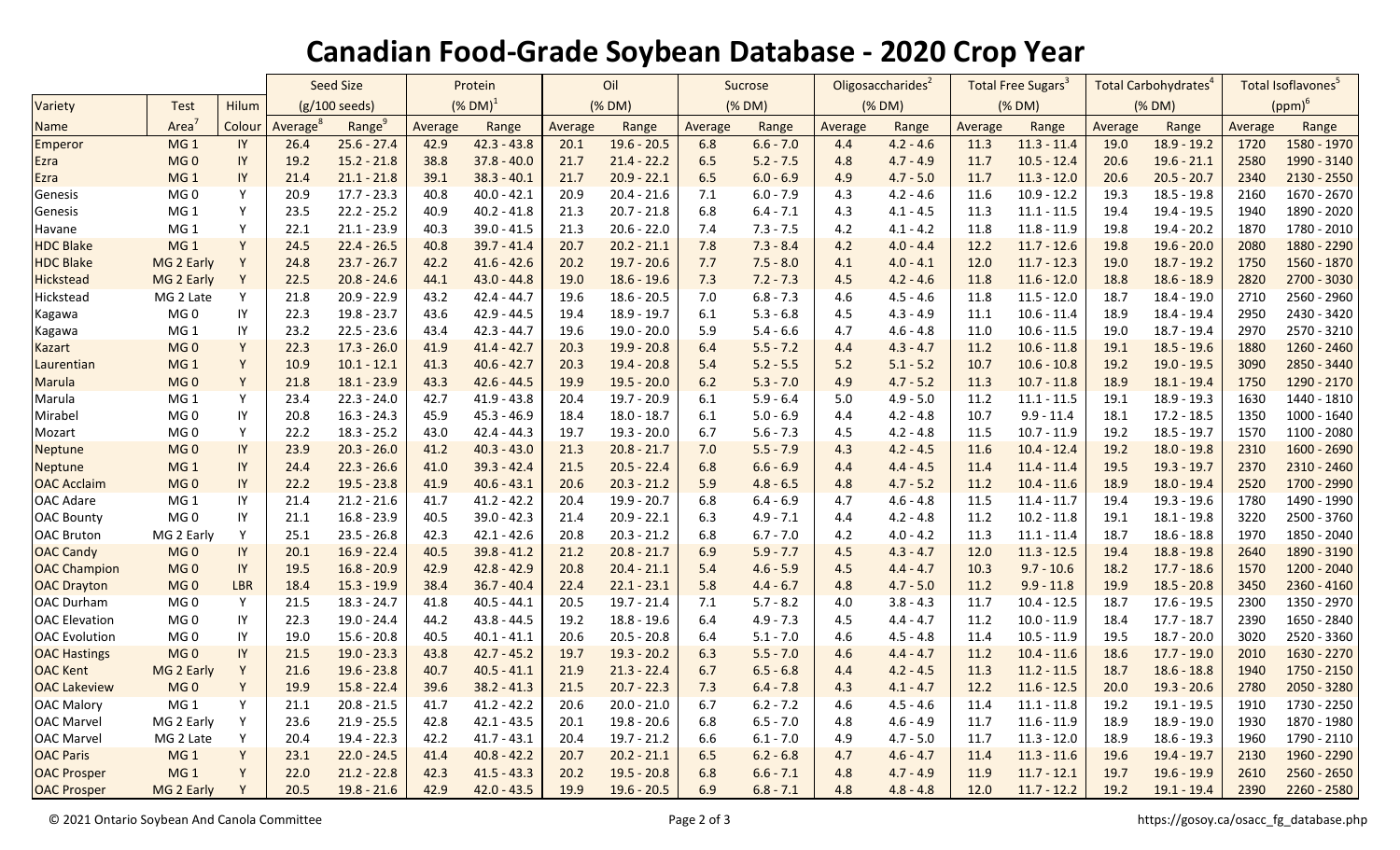# Canadian Food-Grade Soybean Database - 2020 Crop Year

| Variety | Test | Hilum | Seed Size | | Protein | | Oil | | Sucrose | | Oligosaccharides[2] | | Total Free Sugars[3] | | Total Carbohydrates[4] | | Total Isoflavones[5] | |
|---|---|---|---|---|---|---|---|---|---|---|---|---|---|---|---|---|---|---|
| | | | (g/100 seeds) | | (% DM)[1] | | (% DM) | | (% DM) | | (% DM) | | (% DM) | | (% DM) | | (ppm)[6] | |
| Name | Area[7] | Colour | Average[8] | Range[9] | Average | Range | Average | Range | Average | Range | Average | Range | Average | Range | Average | Range | Average | Range |
| Emperor | MG 1 | IY | 26.4 | 25.6 - 27.4 | 42.9 | 42.3 - 43.8 | 20.1 | 19.6 - 20.5 | 6.8 | 6.6 - 7.0 | 4.4 | 4.2 - 4.6 | 11.3 | 11.3 - 11.4 | 19.0 | 18.9 - 19.2 | 1720 | 1580 - 1970 |
| Ezra | MG 0 | IY | 19.2 | 15.2 - 21.8 | 38.8 | 37.8 - 40.0 | 21.7 | 21.4 - 22.2 | 6.5 | 5.2 - 7.5 | 4.8 | 4.7 - 4.9 | 11.7 | 10.5 - 12.4 | 20.6 | 19.6 - 21.1 | 2580 | 1990 - 3140 |
| Ezra | MG 1 | IY | 21.4 | 21.1 - 21.8 | 39.1 | 38.3 - 40.1 | 21.7 | 20.9 - 22.1 | 6.5 | 6.0 - 6.9 | 4.9 | 4.7 - 5.0 | 11.7 | 11.3 - 12.0 | 20.6 | 20.5 - 20.7 | 2340 | 2130 - 2550 |
| Genesis | MG 0 | Y | 20.9 | 17.7 - 23.3 | 40.8 | 40.0 - 42.1 | 20.9 | 20.4 - 21.6 | 7.1 | 6.0 - 7.9 | 4.3 | 4.2 - 4.6 | 11.6 | 10.9 - 12.2 | 19.3 | 18.5 - 19.8 | 2160 | 1670 - 2670 |
| Genesis | MG 1 | Y | 23.5 | 22.2 - 25.2 | 40.9 | 40.2 - 41.8 | 21.3 | 20.7 - 21.8 | 6.8 | 6.4 - 7.1 | 4.3 | 4.1 - 4.5 | 11.3 | 11.1 - 11.5 | 19.4 | 19.4 - 19.5 | 1940 | 1890 - 2020 |
| Havane | MG 1 | Y | 22.1 | 21.1 - 23.9 | 40.3 | 39.0 - 41.5 | 21.3 | 20.6 - 22.0 | 7.4 | 7.3 - 7.5 | 4.2 | 4.1 - 4.2 | 11.8 | 11.8 - 11.9 | 19.8 | 19.4 - 20.2 | 1870 | 1780 - 2010 |
| HDC Blake | MG 1 | Y | 24.5 | 22.4 - 26.5 | 40.8 | 39.7 - 41.4 | 20.7 | 20.2 - 21.1 | 7.8 | 7.3 - 8.4 | 4.2 | 4.0 - 4.4 | 12.2 | 11.7 - 12.6 | 19.8 | 19.6 - 20.0 | 2080 | 1880 - 2290 |
| HDC Blake | MG 2 Early | Y | 24.8 | 23.7 - 26.7 | 42.2 | 41.6 - 42.6 | 20.2 | 19.7 - 20.6 | 7.7 | 7.5 - 8.0 | 4.1 | 4.0 - 4.1 | 12.0 | 11.7 - 12.3 | 19.0 | 18.7 - 19.2 | 1750 | 1560 - 1870 |
| Hickstead | MG 2 Early | Y | 22.5 | 20.8 - 24.6 | 44.1 | 43.0 - 44.8 | 19.0 | 18.6 - 19.6 | 7.3 | 7.2 - 7.3 | 4.5 | 4.2 - 4.6 | 11.8 | 11.6 - 12.0 | 18.8 | 18.6 - 18.9 | 2820 | 2700 - 3030 |
| Hickstead | MG 2 Late | Y | 21.8 | 20.9 - 22.9 | 43.2 | 42.4 - 44.7 | 19.6 | 18.6 - 20.5 | 7.0 | 6.8 - 7.3 | 4.6 | 4.5 - 4.6 | 11.8 | 11.5 - 12.0 | 18.7 | 18.4 - 19.0 | 2710 | 2560 - 2960 |
| Kagawa | MG 0 | IY | 22.3 | 19.8 - 23.7 | 43.6 | 42.9 - 44.5 | 19.4 | 18.9 - 19.7 | 6.1 | 5.3 - 6.8 | 4.5 | 4.3 - 4.9 | 11.1 | 10.6 - 11.4 | 18.9 | 18.4 - 19.4 | 2950 | 2430 - 3420 |
| Kagawa | MG 1 | IY | 23.2 | 22.5 - 23.6 | 43.4 | 42.3 - 44.7 | 19.6 | 19.0 - 20.0 | 5.9 | 5.4 - 6.6 | 4.7 | 4.6 - 4.8 | 11.0 | 10.6 - 11.5 | 19.0 | 18.7 - 19.4 | 2970 | 2570 - 3210 |
| Kazart | MG 0 | Y | 22.3 | 17.3 - 26.0 | 41.9 | 41.4 - 42.7 | 20.3 | 19.9 - 20.8 | 6.4 | 5.5 - 7.2 | 4.4 | 4.3 - 4.7 | 11.2 | 10.6 - 11.8 | 19.1 | 18.5 - 19.6 | 1880 | 1260 - 2460 |
| Laurentian | MG 1 | Y | 10.9 | 10.1 - 12.1 | 41.3 | 40.6 - 42.7 | 20.3 | 19.4 - 20.8 | 5.4 | 5.2 - 5.5 | 5.2 | 5.1 - 5.2 | 10.7 | 10.6 - 10.8 | 19.2 | 19.0 - 19.5 | 3090 | 2850 - 3440 |
| Marula | MG 0 | Y | 21.8 | 18.1 - 23.9 | 43.3 | 42.6 - 44.5 | 19.9 | 19.5 - 20.0 | 6.2 | 5.3 - 7.0 | 4.9 | 4.7 - 5.2 | 11.3 | 10.7 - 11.8 | 18.9 | 18.1 - 19.4 | 1750 | 1290 - 2170 |
| Marula | MG 1 | Y | 23.4 | 22.3 - 24.0 | 42.7 | 41.9 - 43.8 | 20.4 | 19.7 - 20.9 | 6.1 | 5.9 - 6.4 | 5.0 | 4.9 - 5.0 | 11.2 | 11.1 - 11.5 | 19.1 | 18.9 - 19.3 | 1630 | 1440 - 1810 |
| Mirabel | MG 0 | IY | 20.8 | 16.3 - 24.3 | 45.9 | 45.3 - 46.9 | 18.4 | 18.0 - 18.7 | 6.1 | 5.0 - 6.9 | 4.4 | 4.2 - 4.8 | 10.7 | 9.9 - 11.4 | 18.1 | 17.2 - 18.5 | 1350 | 1000 - 1640 |
| Mozart | MG 0 | Y | 22.2 | 18.3 - 25.2 | 43.0 | 42.4 - 44.3 | 19.7 | 19.3 - 20.0 | 6.7 | 5.6 - 7.3 | 4.5 | 4.2 - 4.8 | 11.5 | 10.7 - 11.9 | 19.2 | 18.5 - 19.7 | 1570 | 1100 - 2080 |
| Neptune | MG 0 | IY | 23.9 | 20.3 - 26.0 | 41.2 | 40.3 - 43.0 | 21.3 | 20.8 - 21.7 | 7.0 | 5.5 - 7.9 | 4.3 | 4.2 - 4.5 | 11.6 | 10.4 - 12.4 | 19.2 | 18.0 - 19.8 | 2310 | 1600 - 2690 |
| Neptune | MG 1 | IY | 24.4 | 22.3 - 26.6 | 41.0 | 39.3 - 42.4 | 21.5 | 20.5 - 22.4 | 6.8 | 6.6 - 6.9 | 4.4 | 4.4 - 4.5 | 11.4 | 11.4 - 11.4 | 19.5 | 19.3 - 19.7 | 2370 | 2310 - 2460 |
| OAC Acclaim | MG 0 | IY | 22.2 | 19.5 - 23.8 | 41.9 | 40.6 - 43.1 | 20.6 | 20.3 - 21.2 | 5.9 | 4.8 - 6.5 | 4.8 | 4.7 - 5.2 | 11.2 | 10.4 - 11.6 | 18.9 | 18.0 - 19.4 | 2520 | 1700 - 2990 |
| OAC Adare | MG 1 | IY | 21.4 | 21.2 - 21.6 | 41.7 | 41.2 - 42.2 | 20.4 | 19.9 - 20.7 | 6.8 | 6.4 - 6.9 | 4.7 | 4.6 - 4.8 | 11.5 | 11.4 - 11.7 | 19.4 | 19.3 - 19.6 | 1780 | 1490 - 1990 |
| OAC Bounty | MG 0 | IY | 21.1 | 16.8 - 23.9 | 40.5 | 39.0 - 42.3 | 21.4 | 20.9 - 22.1 | 6.3 | 4.9 - 7.1 | 4.4 | 4.2 - 4.8 | 11.2 | 10.2 - 11.8 | 19.1 | 18.1 - 19.8 | 3220 | 2500 - 3760 |
| OAC Bruton | MG 2 Early | Y | 25.1 | 23.5 - 26.8 | 42.3 | 42.1 - 42.6 | 20.8 | 20.3 - 21.2 | 6.8 | 6.7 - 7.0 | 4.2 | 4.0 - 4.2 | 11.3 | 11.1 - 11.4 | 18.7 | 18.6 - 18.8 | 1970 | 1850 - 2040 |
| OAC Candy | MG 0 | IY | 20.1 | 16.9 - 22.4 | 40.5 | 39.8 - 41.2 | 21.2 | 20.8 - 21.7 | 6.9 | 5.9 - 7.7 | 4.5 | 4.3 - 4.7 | 12.0 | 11.3 - 12.5 | 19.4 | 18.8 - 19.8 | 2640 | 1890 - 3190 |
| OAC Champion | MG 0 | IY | 19.5 | 16.8 - 20.9 | 42.9 | 42.8 - 42.9 | 20.8 | 20.4 - 21.1 | 5.4 | 4.6 - 5.9 | 4.5 | 4.4 - 4.7 | 10.3 | 9.7 - 10.6 | 18.2 | 17.7 - 18.6 | 1570 | 1200 - 2040 |
| OAC Drayton | MG 0 | LBR | 18.4 | 15.3 - 19.9 | 38.4 | 36.7 - 40.4 | 22.4 | 22.1 - 23.1 | 5.8 | 4.4 - 6.7 | 4.8 | 4.7 - 5.0 | 11.2 | 9.9 - 11.8 | 19.9 | 18.5 - 20.8 | 3450 | 2360 - 4160 |
| OAC Durham | MG 0 | Y | 21.5 | 18.3 - 24.7 | 41.8 | 40.5 - 44.1 | 20.5 | 19.7 - 21.4 | 7.1 | 5.7 - 8.2 | 4.0 | 3.8 - 4.3 | 11.7 | 10.4 - 12.5 | 18.7 | 17.6 - 19.5 | 2300 | 1350 - 2970 |
| OAC Elevation | MG 0 | IY | 22.3 | 19.0 - 24.4 | 44.2 | 43.8 - 44.5 | 19.2 | 18.8 - 19.6 | 6.4 | 4.9 - 7.3 | 4.5 | 4.4 - 4.7 | 11.2 | 10.0 - 11.9 | 18.4 | 17.7 - 18.7 | 2390 | 1650 - 2840 |
| OAC Evolution | MG 0 | IY | 19.0 | 15.6 - 20.8 | 40.5 | 40.1 - 41.1 | 20.6 | 20.5 - 20.8 | 6.4 | 5.1 - 7.0 | 4.6 | 4.5 - 4.8 | 11.4 | 10.5 - 11.9 | 19.5 | 18.7 - 20.0 | 3020 | 2520 - 3360 |
| OAC Hastings | MG 0 | IY | 21.5 | 19.0 - 23.3 | 43.8 | 42.7 - 45.2 | 19.7 | 19.3 - 20.2 | 6.3 | 5.5 - 7.0 | 4.6 | 4.4 - 4.7 | 11.2 | 10.4 - 11.6 | 18.6 | 17.7 - 19.0 | 2010 | 1630 - 2270 |
| OAC Kent | MG 2 Early | Y | 21.6 | 19.6 - 23.8 | 40.7 | 40.5 - 41.1 | 21.9 | 21.3 - 22.4 | 6.7 | 6.5 - 6.8 | 4.4 | 4.2 - 4.5 | 11.3 | 11.2 - 11.5 | 18.7 | 18.6 - 18.8 | 1940 | 1750 - 2150 |
| OAC Lakeview | MG 0 | Y | 19.9 | 15.8 - 22.4 | 39.6 | 38.2 - 41.3 | 21.5 | 20.7 - 22.3 | 7.3 | 6.4 - 7.8 | 4.3 | 4.1 - 4.7 | 12.2 | 11.6 - 12.5 | 20.0 | 19.3 - 20.6 | 2780 | 2050 - 3280 |
| OAC Malory | MG 1 | Y | 21.1 | 20.8 - 21.5 | 41.7 | 41.2 - 42.2 | 20.6 | 20.0 - 21.0 | 6.7 | 6.2 - 7.2 | 4.6 | 4.5 - 4.6 | 11.4 | 11.1 - 11.8 | 19.2 | 19.1 - 19.5 | 1910 | 1730 - 2250 |
| OAC Marvel | MG 2 Early | Y | 23.6 | 21.9 - 25.5 | 42.8 | 42.1 - 43.5 | 20.1 | 19.8 - 20.6 | 6.8 | 6.5 - 7.0 | 4.8 | 4.6 - 4.9 | 11.7 | 11.6 - 11.9 | 18.9 | 18.9 - 19.0 | 1930 | 1870 - 1980 |
| OAC Marvel | MG 2 Late | Y | 20.4 | 19.4 - 22.3 | 42.2 | 41.7 - 43.1 | 20.4 | 19.7 - 21.2 | 6.6 | 6.1 - 7.0 | 4.9 | 4.7 - 5.0 | 11.7 | 11.3 - 12.0 | 18.9 | 18.6 - 19.3 | 1960 | 1790 - 2110 |
| OAC Paris | MG 1 | Y | 23.1 | 22.0 - 24.5 | 41.4 | 40.8 - 42.2 | 20.7 | 20.2 - 21.1 | 6.5 | 6.2 - 6.8 | 4.7 | 4.6 - 4.7 | 11.4 | 11.3 - 11.6 | 19.6 | 19.4 - 19.7 | 2130 | 1960 - 2290 |
| OAC Prosper | MG 1 | Y | 22.0 | 21.2 - 22.8 | 42.3 | 41.5 - 43.3 | 20.2 | 19.5 - 20.8 | 6.8 | 6.6 - 7.1 | 4.8 | 4.7 - 4.9 | 11.9 | 11.7 - 12.1 | 19.7 | 19.6 - 19.9 | 2610 | 2560 - 2650 |
| OAC Prosper | MG 2 Early | Y | 20.5 | 19.8 - 21.6 | 42.9 | 42.0 - 43.5 | 19.9 | 19.6 - 20.5 | 6.9 | 6.8 - 7.1 | 4.8 | 4.8 - 4.8 | 12.0 | 11.7 - 12.2 | 19.2 | 19.1 - 19.4 | 2390 | 2260 - 2580 |

© 2021 Ontario Soybean And Canola Committee

https://gosoy.ca/osacc_fg_database.php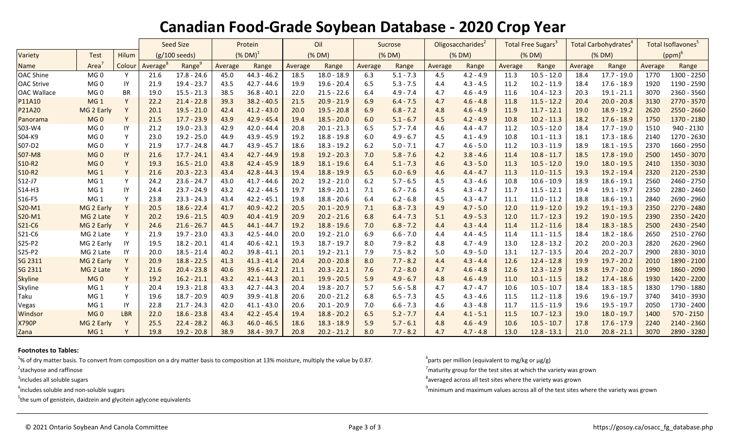# Canadian Food-Grade Soybean Database - 2020 Crop Year

| | | | Seed Size | | Protein | | Oil | | Sucrose | | Oligosaccharides[2] | | Total Free Sugars[3] | | Total Carbohydrates[4] | | Total Isoflavones[5] | |
|---|---|---|---|---|---|---|---|---|---|---|---|---|---|---|---|---|---|---|
| Variety | Test | Hilum | (g/100 seeds) | | (% DM)[1] | | (% DM) | | (% DM) | | (% DM) | | (% DM) | | (% DM) | | (ppm)[6] | |
| Name | Area[7] | Colour | Average[8] | Range[9] | Average | Range | Average | Range | Average | Range | Average | Range | Average | Range | Average | Range | Average | Range |
| OAC Shine | MG 0 | Y | 21.6 | 17.8 - 24.6 | 45.0 | 44.3 - 46.2 | 18.5 | 18.0 - 18.9 | 6.3 | 5.1 - 7.3 | 4.5 | 4.2 - 4.9 | 11.3 | 10.5 - 12.0 | 18.4 | 17.7 - 19.0 | 1770 | 1300 - 2250 |
| OAC Strive | MG 0 | IY | 21.9 | 19.4 - 23.7 | 43.5 | 42.7 - 44.6 | 19.9 | 19.6 - 20.4 | 6.5 | 5.3 - 7.5 | 4.4 | 4.3 - 4.5 | 11.2 | 10.2 - 11.9 | 18.4 | 17.6 - 18.9 | 1920 | 1190 - 2590 |
| OAC Wallace | MG 0 | BR | 19.0 | 15.5 - 21.3 | 38.5 | 36.8 - 40.1 | 22.0 | 21.5 - 22.6 | 6.4 | 4.9 - 7.4 | 4.7 | 4.6 - 4.9 | 11.6 | 10.4 - 12.3 | 20.3 | 19.1 - 21.1 | 3070 | 2360 - 3560 |
| P11A10 | MG 1 | Y | 22.2 | 21.4 - 22.8 | 39.3 | 38.2 - 40.5 | 21.5 | 20.9 - 21.9 | 6.9 | 6.4 - 7.5 | 4.7 | 4.6 - 4.8 | 11.8 | 11.5 - 12.2 | 20.4 | 20.0 - 20.8 | 3130 | 2770 - 3570 |
| P21A20 | MG 2 Early | Y | 20.1 | 19.5 - 21.0 | 42.4 | 41.2 - 43.0 | 20.0 | 19.5 - 20.8 | 6.9 | 6.8 - 7.2 | 4.8 | 4.6 - 4.9 | 11.9 | 11.7 - 12.1 | 19.0 | 18.9 - 19.2 | 2620 | 2550 - 2660 |
| Panorama | MG 0 | Y | 21.5 | 17.7 - 23.9 | 43.9 | 42.9 - 45.4 | 19.4 | 18.5 - 20.0 | 6.0 | 5.1 - 6.7 | 4.5 | 4.2 - 4.9 | 10.8 | 10.2 - 11.3 | 18.2 | 17.6 - 18.9 | 1750 | 1370 - 2180 |
| S03-W4 | MG 0 | IY | 21.2 | 19.0 - 23.3 | 42.9 | 42.0 - 44.4 | 20.8 | 20.1 - 21.3 | 6.5 | 5.7 - 7.4 | 4.6 | 4.4 - 4.7 | 11.2 | 10.5 - 12.0 | 18.4 | 17.7 - 19.0 | 1510 | 940 - 2130 |
| S04-K9 | MG 0 | Y | 23.0 | 19.2 - 25.0 | 44.9 | 43.9 - 45.9 | 19.2 | 18.8 - 19.8 | 6.0 | 4.9 - 6.7 | 4.5 | 4.1 - 4.9 | 10.8 | 10.1 - 11.3 | 18.1 | 17.3 - 18.6 | 2140 | 1270 - 2630 |
| S07-D2 | MG 0 | Y | 21.9 | 17.7 - 24.8 | 44.7 | 43.9 - 45.7 | 18.6 | 18.3 - 19.2 | 6.2 | 5.0 - 7.1 | 4.7 | 4.6 - 5.0 | 11.2 | 10.3 - 11.9 | 18.9 | 18.1 - 19.5 | 2370 | 1660 - 2950 |
| S07-M8 | MG 0 | IY | 21.6 | 17.7 - 24.1 | 43.4 | 42.7 - 44.9 | 19.8 | 19.2 - 20.3 | 7.0 | 5.8 - 7.6 | 4.2 | 3.8 - 4.6 | 11.4 | 10.8 - 11.7 | 18.5 | 17.8 - 19.0 | 2500 | 1450 - 3070 |
| S10-R2 | MG 0 | Y | 19.3 | 16.5 - 21.0 | 43.8 | 42.4 - 45.9 | 18.9 | 18.1 - 19.6 | 6.4 | 5.1 - 7.3 | 4.6 | 4.3 - 5.0 | 11.3 | 10.5 - 12.0 | 19.0 | 18.0 - 19.5 | 2410 | 1350 - 3030 |
| S10-R2 | MG 1 | Y | 21.6 | 20.3 - 22.3 | 43.4 | 42.8 - 44.3 | 19.4 | 18.8 - 19.9 | 6.5 | 6.0 - 6.9 | 4.6 | 4.4 - 4.7 | 11.3 | 11.0 - 11.5 | 19.3 | 19.2 - 19.4 | 2320 | 2120 - 2530 |
| S12-J7 | MG 1 | Y | 24.2 | 23.6 - 24.7 | 43.0 | 41.7 - 44.6 | 20.2 | 19.2 - 21.0 | 6.2 | 5.7 - 6.5 | 4.5 | 4.3 - 4.6 | 10.8 | 10.6 - 10.9 | 18.9 | 18.6 - 19.1 | 2560 | 2460 - 2750 |
| S14-H3 | MG 1 | IY | 24.4 | 23.7 - 24.9 | 43.2 | 42.2 - 44.5 | 19.7 | 18.9 - 20.1 | 7.1 | 6.7 - 7.6 | 4.5 | 4.3 - 4.7 | 11.7 | 11.5 - 12.1 | 19.4 | 19.1 - 19.7 | 2350 | 2280 - 2460 |
| S16-F5 | MG 1 | Y | 23.8 | 23.3 - 24.3 | 43.4 | 42.2 - 45.1 | 19.8 | 18.8 - 20.6 | 6.4 | 6.2 - 6.8 | 4.5 | 4.3 - 4.7 | 11.1 | 11.0 - 11.2 | 18.8 | 18.6 - 19.1 | 2840 | 2690 - 2960 |
| S20-M1 | MG 2 Early | Y | 20.5 | 18.6 - 22.4 | 41.7 | 40.9 - 42.2 | 20.5 | 20.1 - 20.9 | 7.1 | 6.8 - 7.3 | 4.9 | 4.7 - 5.0 | 12.0 | 11.9 - 12.0 | 19.2 | 19.1 - 19.3 | 2350 | 2270 - 2480 |
| S20-M1 | MG 2 Late | Y | 20.2 | 19.6 - 21.5 | 40.9 | 40.4 - 41.9 | 20.9 | 20.2 - 21.6 | 6.8 | 6.4 - 7.3 | 5.1 | 4.9 - 5.3 | 12.0 | 11.7 - 12.3 | 19.2 | 19.0 - 19.5 | 2390 | 2350 - 2420 |
| S21-C6 | MG 2 Early | Y | 24.6 | 21.6 - 26.7 | 44.5 | 44.1 - 44.7 | 19.2 | 18.8 - 19.6 | 7.0 | 6.8 - 7.2 | 4.4 | 4.3 - 4.4 | 11.4 | 11.2 - 11.6 | 18.4 | 18.3 - 18.5 | 2500 | 2430 - 2540 |
| S21-C6 | MG 2 Late | Y | 21.9 | 19.7 - 23.0 | 43.3 | 42.5 - 44.0 | 20.0 | 19.2 - 21.0 | 6.9 | 6.6 - 7.0 | 4.4 | 4.4 - 4.5 | 11.4 | 11.1 - 11.5 | 18.4 | 18.2 - 18.6 | 2650 | 2510 - 2760 |
| S25-P2 | MG 2 Early | IY | 19.5 | 18.2 - 20.1 | 41.4 | 40.6 - 42.1 | 19.3 | 18.7 - 19.7 | 8.0 | 7.9 - 8.2 | 4.8 | 4.7 - 4.9 | 13.0 | 12.8 - 13.2 | 20.2 | 20.0 - 20.3 | 2820 | 2620 - 2960 |
| S25-P2 | MG 2 Late | IY | 20.0 | 18.5 - 21.4 | 40.2 | 39.8 - 41.1 | 20.1 | 19.2 - 21.1 | 7.9 | 7.5 - 8.2 | 5.0 | 4.9 - 5.0 | 13.1 | 12.7 - 13.5 | 20.4 | 20.2 - 20.7 | 2900 | 2830 - 3010 |
| SG 2311 | MG 2 Early | Y | 20.9 | 18.8 - 22.5 | 41.3 | 41.3 - 41.4 | 20.4 | 20.0 - 20.8 | 8.0 | 7.7 - 8.2 | 4.4 | 4.3 - 4.4 | 12.6 | 12.4 - 12.8 | 19.9 | 19.7 - 20.2 | 2010 | 1890 - 2100 |
| SG 2311 | MG 2 Late | Y | 21.6 | 20.4 - 23.8 | 40.6 | 39.6 - 41.2 | 21.1 | 20.3 - 22.1 | 7.6 | 7.2 - 8.0 | 4.7 | 4.6 - 4.8 | 12.6 | 12.3 - 12.9 | 19.8 | 19.7 - 20.0 | 1990 | 1860 - 2090 |
| Skyline | MG 0 | Y | 19.2 | 16.2 - 21.1 | 43.2 | 42.1 - 44.3 | 20.1 | 19.9 - 20.5 | 5.9 | 4.9 - 6.7 | 4.8 | 4.6 - 4.9 | 11.0 | 10.1 - 11.5 | 18.2 | 17.4 - 18.6 | 1930 | 1420 - 2200 |
| Skyline | MG 1 | Y | 20.4 | 19.3 - 21.8 | 43.3 | 42.7 - 44.3 | 20.4 | 19.8 - 20.7 | 5.7 | 5.6 - 5.8 | 4.7 | 4.7 - 4.7 | 10.6 | 10.5 - 10.7 | 18.4 | 18.3 - 18.5 | 1830 | 1790 - 1880 |
| Taku | MG 1 | Y | 19.6 | 18.7 - 20.9 | 40.9 | 39.9 - 41.8 | 20.6 | 20.0 - 21.2 | 6.8 | 6.5 - 7.3 | 4.5 | 4.3 - 4.6 | 11.5 | 11.2 - 11.8 | 19.6 | 19.6 - 19.7 | 3740 | 3410 - 3930 |
| Vegas | MG 1 | IY | 22.8 | 21.7 - 24.3 | 42.0 | 41.1 - 43.0 | 20.6 | 20.1 - 20.9 | 7.0 | 6.6 - 7.3 | 4.6 | 4.3 - 4.8 | 11.7 | 11.5 - 11.9 | 19.6 | 19.5 - 19.7 | 2050 | 1730 - 2400 |
| Windsor | MG 0 | LBR | 22.0 | 18.6 - 23.8 | 43.4 | 42.2 - 45.4 | 19.4 | 18.8 - 20.2 | 6.5 | 5.2 - 7.7 | 4.4 | 4.1 - 5.1 | 11.5 | 10.7 - 12.3 | 19.0 | 18.0 - 19.7 | 1400 | 570 - 2150 |
| X790P | MG 2 Early | Y | 25.5 | 22.4 - 28.2 | 46.3 | 46.0 - 46.5 | 18.6 | 18.3 - 18.9 | 5.9 | 5.7 - 6.1 | 4.8 | 4.6 - 4.9 | 10.6 | 10.5 - 10.7 | 17.8 | 17.6 - 17.9 | 2240 | 2140 - 2360 |
| Zana | MG 1 | Y | 19.8 | 19.2 - 20.8 | 38.9 | 38.4 - 39.7 | 20.8 | 20.2 - 21.2 | 8.0 | 7.7 - 8.2 | 4.7 | 4.7 - 4.8 | 13.0 | 12.8 - 13.1 | 21.0 | 20.8 - 21.1 | 3070 | 2890 - 3280 |

**Footnotes to Tables:**

[1] % of dry matter basis. To convert from composition on a dry matter basis to composition at 13% moisture, multiply the value by 0.87.

[2] stachyose and raffinose

[3] includes all soluble sugars

[4] includes soluble and non-soluble sugars

[5] the sum of genistein, daidzein and glycitein aglycone equivalents

[6] parts per million (equivalent to mg/kg or μg/g)

[7] maturity group for the test sites at which the variety was grown

[8] averaged across all test sites where the variety was grown

[9] minimum and maximum values across all of the test sites where the variety was grown

© 2021 Ontario Soybean And Canola Committee

https://gosoy.ca/osacc_fg_database.php